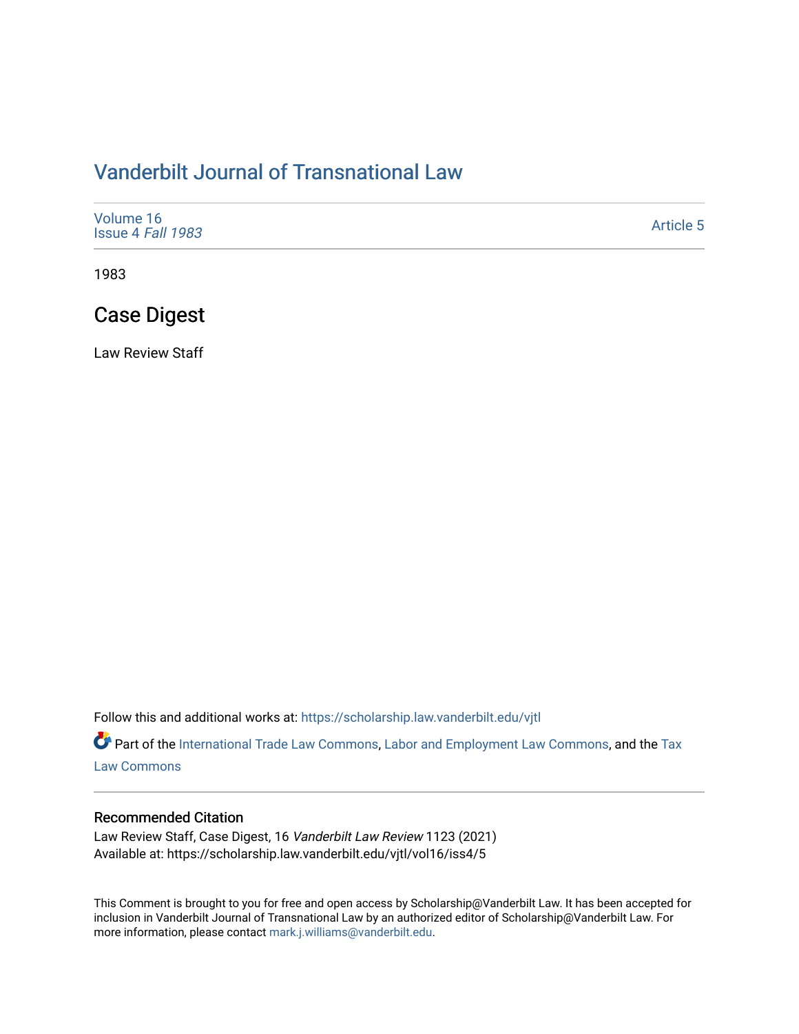# Vanderbilt Journal of Transnational Law

Volume 16
Issue 4 *Fall 1983*

Article 5

1983

## Case Digest

Law Review Staff

Follow this and additional works at: https://scholarship.law.vanderbilt.edu/vjtl

Part of the International Trade Law Commons, Labor and Employment Law Commons, and the Tax Law Commons

### Recommended Citation

Law Review Staff, Case Digest, 16 *Vanderbilt Law Review* 1123 (2021)
Available at: https://scholarship.law.vanderbilt.edu/vjtl/vol16/iss4/5

This Comment is brought to you for free and open access by Scholarship@Vanderbilt Law. It has been accepted for inclusion in Vanderbilt Journal of Transnational Law by an authorized editor of Scholarship@Vanderbilt Law. For more information, please contact mark.j.williams@vanderbilt.edu.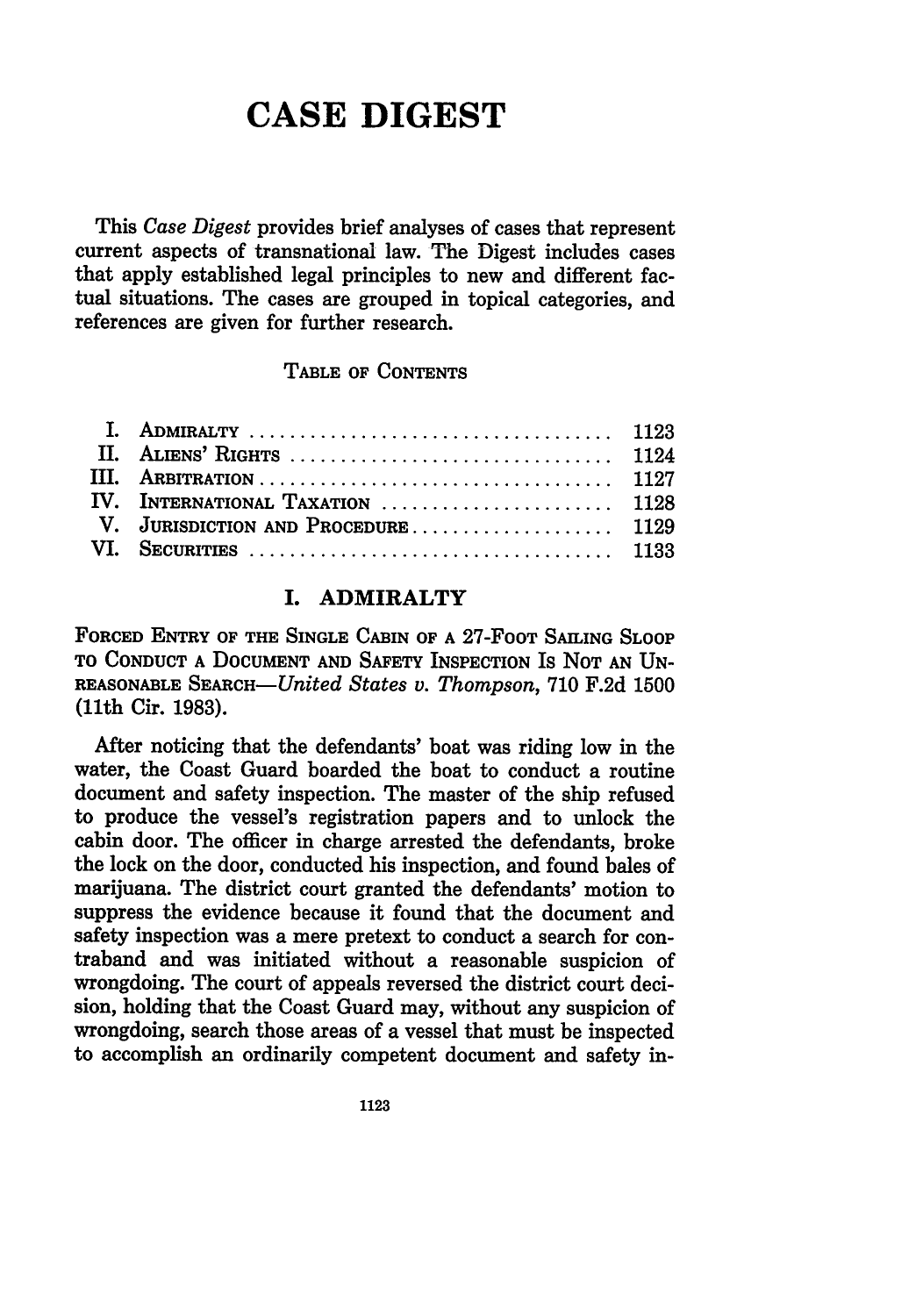# CASE DIGEST

This *Case Digest* provides brief analyses of cases that represent current aspects of transnational law. The Digest includes cases that apply established legal principles to new and different factual situations. The cases are grouped in topical categories, and references are given for further research.

TABLE OF CONTENTS

| | | |
|---|---|---|
| I. | ADMIRALTY | 1123 |
| II. | ALIENS' RIGHTS | 1124 |
| III. | ARBITRATION | 1127 |
| IV. | INTERNATIONAL TAXATION | 1128 |
| V. | JURISDICTION AND PROCEDURE | 1129 |
| VI. | SECURITIES | 1133 |

## I. ADMIRALTY

FORCED ENTRY OF THE SINGLE CABIN OF A 27-FOOT SAILING SLOOP TO CONDUCT A DOCUMENT AND SAFETY INSPECTION IS NOT AN UNREASONABLE SEARCH—*United States v. Thompson*, 710 F.2d 1500 (11th Cir. 1983).

After noticing that the defendants' boat was riding low in the water, the Coast Guard boarded the boat to conduct a routine document and safety inspection. The master of the ship refused to produce the vessel's registration papers and to unlock the cabin door. The officer in charge arrested the defendants, broke the lock on the door, conducted his inspection, and found bales of marijuana. The district court granted the defendants' motion to suppress the evidence because it found that the document and safety inspection was a mere pretext to conduct a search for contraband and was initiated without a reasonable suspicion of wrongdoing. The court of appeals reversed the district court decision, holding that the Coast Guard may, without any suspicion of wrongdoing, search those areas of a vessel that must be inspected to accomplish an ordinarily competent document and safety in-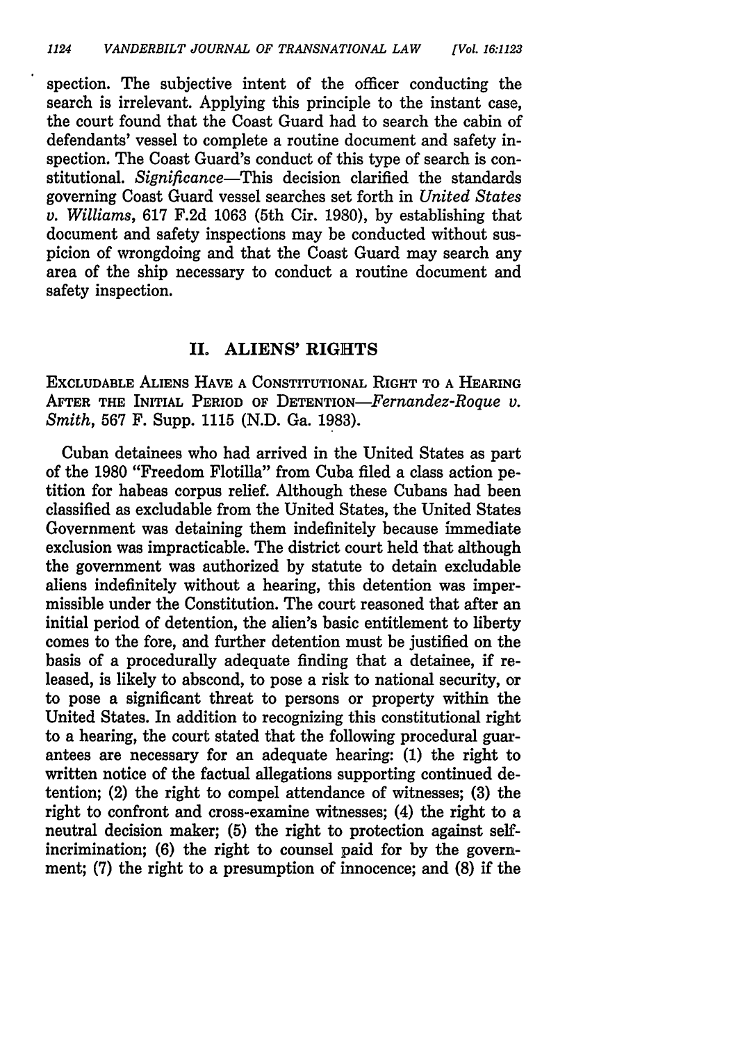spection. The subjective intent of the officer conducting the search is irrelevant. Applying this principle to the instant case, the court found that the Coast Guard had to search the cabin of defendants' vessel to complete a routine document and safety inspection. The Coast Guard's conduct of this type of search is constitutional. *Significance*—This decision clarified the standards governing Coast Guard vessel searches set forth in *United States v. Williams*, 617 F.2d 1063 (5th Cir. 1980), by establishing that document and safety inspections may be conducted without suspicion of wrongdoing and that the Coast Guard may search any area of the ship necessary to conduct a routine document and safety inspection.

## II. ALIENS' RIGHTS

EXCLUDABLE ALIENS HAVE A CONSTITUTIONAL RIGHT TO A HEARING AFTER THE INITIAL PERIOD OF DETENTION—*Fernandez-Roque v. Smith*, 567 F. Supp. 1115 (N.D. Ga. 1983).

Cuban detainees who had arrived in the United States as part of the 1980 "Freedom Flotilla" from Cuba filed a class action petition for habeas corpus relief. Although these Cubans had been classified as excludable from the United States, the United States Government was detaining them indefinitely because immediate exclusion was impracticable. The district court held that although the government was authorized by statute to detain excludable aliens indefinitely without a hearing, this detention was impermissible under the Constitution. The court reasoned that after an initial period of detention, the alien's basic entitlement to liberty comes to the fore, and further detention must be justified on the basis of a procedurally adequate finding that a detainee, if released, is likely to abscond, to pose a risk to national security, or to pose a significant threat to persons or property within the United States. In addition to recognizing this constitutional right to a hearing, the court stated that the following procedural guarantees are necessary for an adequate hearing: (1) the right to written notice of the factual allegations supporting continued detention; (2) the right to compel attendance of witnesses; (3) the right to confront and cross-examine witnesses; (4) the right to a neutral decision maker; (5) the right to protection against self-incrimination; (6) the right to counsel paid for by the government; (7) the right to a presumption of innocence; and (8) if the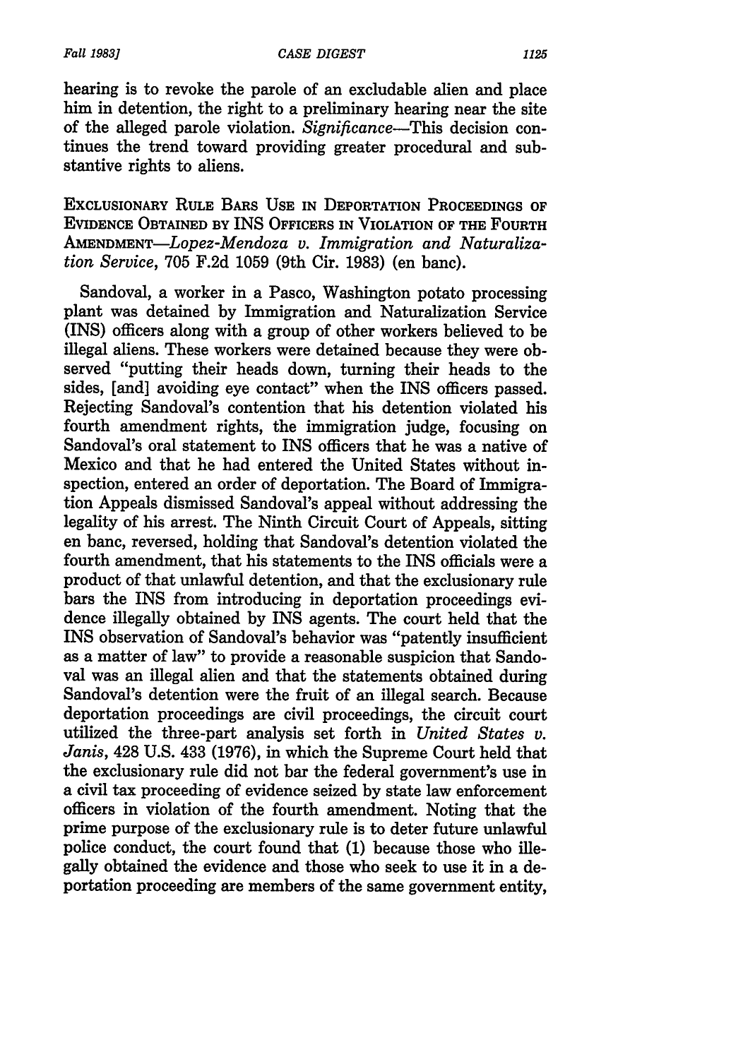hearing is to revoke the parole of an excludable alien and place him in detention, the right to a preliminary hearing near the site of the alleged parole violation. *Significance*—This decision continues the trend toward providing greater procedural and substantive rights to aliens.

EXCLUSIONARY RULE BARS USE IN DEPORTATION PROCEEDINGS OF EVIDENCE OBTAINED BY INS OFFICERS IN VIOLATION OF THE FOURTH AMENDMENT—*Lopez-Mendoza v. Immigration and Naturalization Service*, 705 F.2d 1059 (9th Cir. 1983) (en banc).

Sandoval, a worker in a Pasco, Washington potato processing plant was detained by Immigration and Naturalization Service (INS) officers along with a group of other workers believed to be illegal aliens. These workers were detained because they were observed "putting their heads down, turning their heads to the sides, [and] avoiding eye contact" when the INS officers passed. Rejecting Sandoval's contention that his detention violated his fourth amendment rights, the immigration judge, focusing on Sandoval's oral statement to INS officers that he was a native of Mexico and that he had entered the United States without inspection, entered an order of deportation. The Board of Immigration Appeals dismissed Sandoval's appeal without addressing the legality of his arrest. The Ninth Circuit Court of Appeals, sitting en banc, reversed, holding that Sandoval's detention violated the fourth amendment, that his statements to the INS officials were a product of that unlawful detention, and that the exclusionary rule bars the INS from introducing in deportation proceedings evidence illegally obtained by INS agents. The court held that the INS observation of Sandoval's behavior was "patently insufficient as a matter of law" to provide a reasonable suspicion that Sandoval was an illegal alien and that the statements obtained during Sandoval's detention were the fruit of an illegal search. Because deportation proceedings are civil proceedings, the circuit court utilized the three-part analysis set forth in *United States v. Janis*, 428 U.S. 433 (1976), in which the Supreme Court held that the exclusionary rule did not bar the federal government's use in a civil tax proceeding of evidence seized by state law enforcement officers in violation of the fourth amendment. Noting that the prime purpose of the exclusionary rule is to deter future unlawful police conduct, the court found that (1) because those who illegally obtained the evidence and those who seek to use it in a deportation proceeding are members of the same government entity,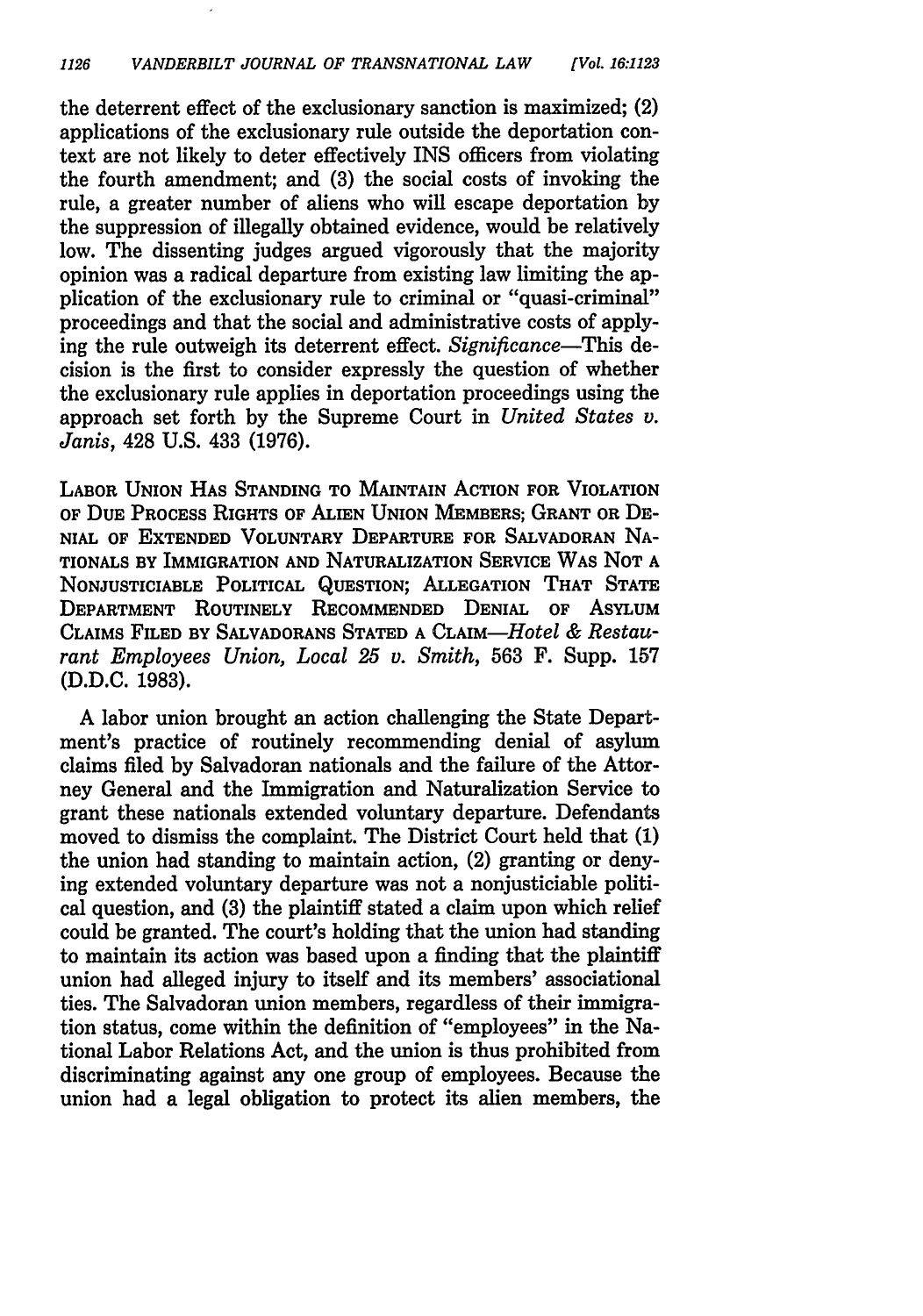the deterrent effect of the exclusionary sanction is maximized; (2) applications of the exclusionary rule outside the deportation context are not likely to deter effectively INS officers from violating the fourth amendment; and (3) the social costs of invoking the rule, a greater number of aliens who will escape deportation by the suppression of illegally obtained evidence, would be relatively low. The dissenting judges argued vigorously that the majority opinion was a radical departure from existing law limiting the application of the exclusionary rule to criminal or "quasi-criminal" proceedings and that the social and administrative costs of applying the rule outweigh its deterrent effect. *Significance*—This decision is the first to consider expressly the question of whether the exclusionary rule applies in deportation proceedings using the approach set forth by the Supreme Court in *United States v. Janis*, 428 U.S. 433 (1976).

LABOR UNION HAS STANDING TO MAINTAIN ACTION FOR VIOLATION OF DUE PROCESS RIGHTS OF ALIEN UNION MEMBERS; GRANT OR DENIAL OF EXTENDED VOLUNTARY DEPARTURE FOR SALVADORAN NATIONALS BY IMMIGRATION AND NATURALIZATION SERVICE WAS NOT A NONJUSTICIABLE POLITICAL QUESTION; ALLEGATION THAT STATE DEPARTMENT ROUTINELY RECOMMENDED DENIAL OF ASYLUM CLAIMS FILED BY SALVADORANS STATED A CLAIM—*Hotel & Restaurant Employees Union, Local 25 v. Smith*, 563 F. Supp. 157 (D.D.C. 1983).

A labor union brought an action challenging the State Department's practice of routinely recommending denial of asylum claims filed by Salvadoran nationals and the failure of the Attorney General and the Immigration and Naturalization Service to grant these nationals extended voluntary departure. Defendants moved to dismiss the complaint. The District Court held that (1) the union had standing to maintain action, (2) granting or denying extended voluntary departure was not a nonjusticiable political question, and (3) the plaintiff stated a claim upon which relief could be granted. The court's holding that the union had standing to maintain its action was based upon a finding that the plaintiff union had alleged injury to itself and its members' associational ties. The Salvadoran union members, regardless of their immigration status, come within the definition of "employees" in the National Labor Relations Act, and the union is thus prohibited from discriminating against any one group of employees. Because the union had a legal obligation to protect its alien members, the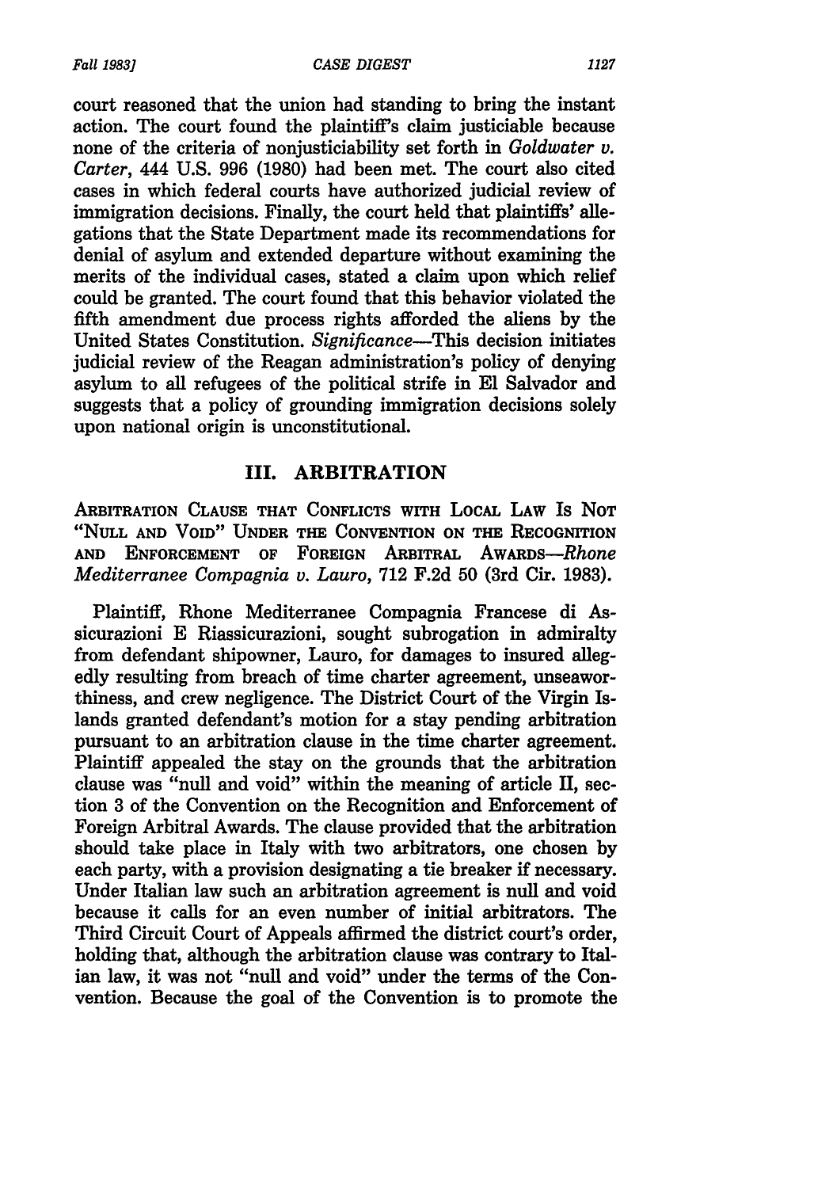court reasoned that the union had standing to bring the instant action. The court found the plaintiff's claim justiciable because none of the criteria of nonjusticiability set forth in *Goldwater v. Carter*, 444 U.S. 996 (1980) had been met. The court also cited cases in which federal courts have authorized judicial review of immigration decisions. Finally, the court held that plaintiffs' allegations that the State Department made its recommendations for denial of asylum and extended departure without examining the merits of the individual cases, stated a claim upon which relief could be granted. The court found that this behavior violated the fifth amendment due process rights afforded the aliens by the United States Constitution. *Significance*—This decision initiates judicial review of the Reagan administration's policy of denying asylum to all refugees of the political strife in El Salvador and suggests that a policy of grounding immigration decisions solely upon national origin is unconstitutional.

## III. ARBITRATION

ARBITRATION CLAUSE THAT CONFLICTS WITH LOCAL LAW IS NOT "NULL AND VOID" UNDER THE CONVENTION ON THE RECOGNITION AND ENFORCEMENT OF FOREIGN ARBITRAL AWARDS—*Rhone Mediterranee Compagnia v. Lauro*, 712 F.2d 50 (3rd Cir. 1983).

Plaintiff, Rhone Mediterranee Compagnia Francese di Assicurazioni E Riassicurazioni, sought subrogation in admiralty from defendant shipowner, Lauro, for damages to insured allegedly resulting from breach of time charter agreement, unseaworthiness, and crew negligence. The District Court of the Virgin Islands granted defendant's motion for a stay pending arbitration pursuant to an arbitration clause in the time charter agreement. Plaintiff appealed the stay on the grounds that the arbitration clause was "null and void" within the meaning of article II, section 3 of the Convention on the Recognition and Enforcement of Foreign Arbitral Awards. The clause provided that the arbitration should take place in Italy with two arbitrators, one chosen by each party, with a provision designating a tie breaker if necessary. Under Italian law such an arbitration agreement is null and void because it calls for an even number of initial arbitrators. The Third Circuit Court of Appeals affirmed the district court's order, holding that, although the arbitration clause was contrary to Italian law, it was not "null and void" under the terms of the Convention. Because the goal of the Convention is to promote the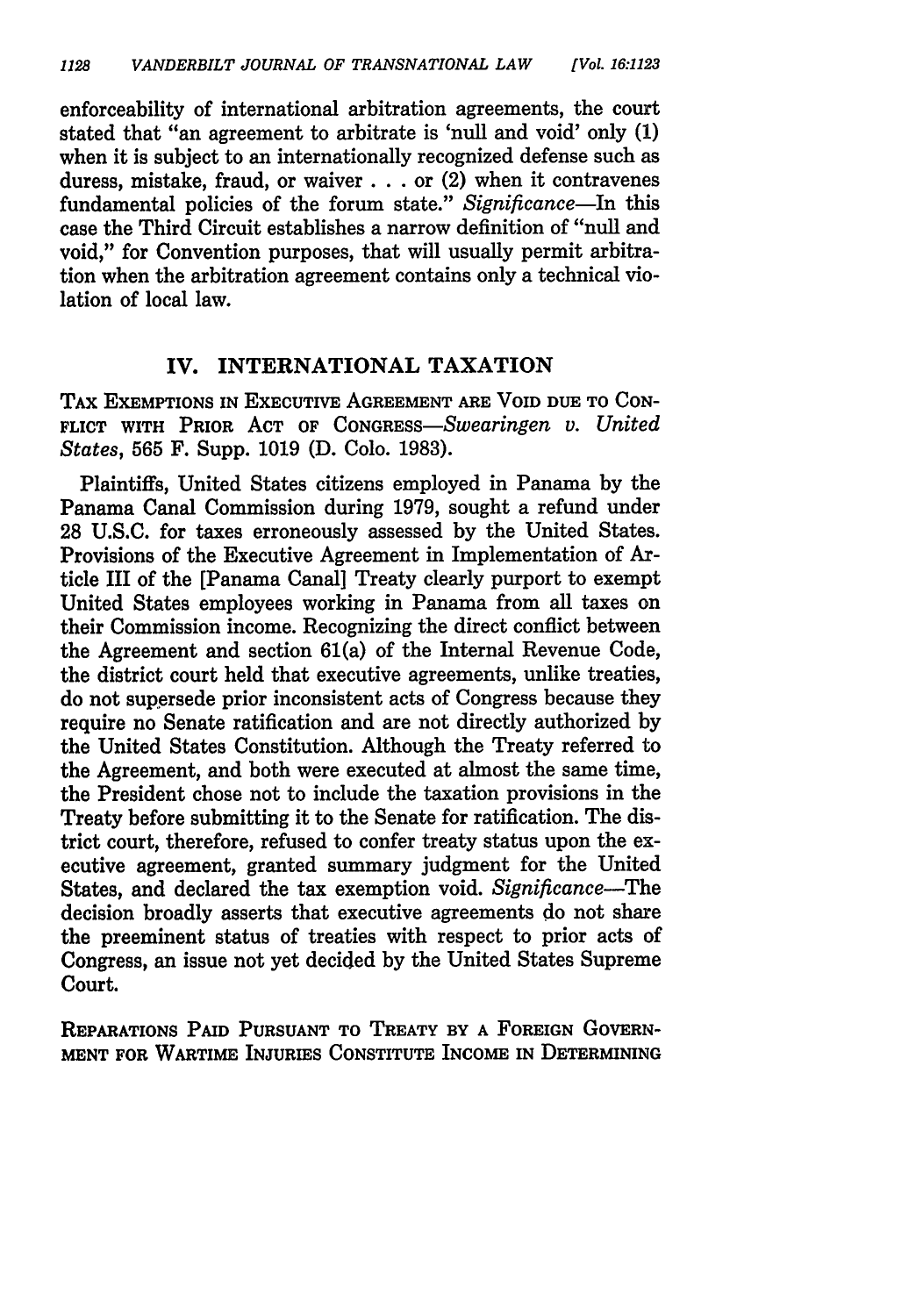enforceability of international arbitration agreements, the court stated that "an agreement to arbitrate is 'null and void' only (1) when it is subject to an internationally recognized defense such as duress, mistake, fraud, or waiver . . . or (2) when it contravenes fundamental policies of the forum state." *Significance*—In this case the Third Circuit establishes a narrow definition of "null and void," for Convention purposes, that will usually permit arbitration when the arbitration agreement contains only a technical violation of local law.

## IV. INTERNATIONAL TAXATION

TAX EXEMPTIONS IN EXECUTIVE AGREEMENT ARE VOID DUE TO CONFLICT WITH PRIOR ACT OF CONGRESS—*Swearingen v. United States*, 565 F. Supp. 1019 (D. Colo. 1983).

Plaintiffs, United States citizens employed in Panama by the Panama Canal Commission during 1979, sought a refund under 28 U.S.C. for taxes erroneously assessed by the United States. Provisions of the Executive Agreement in Implementation of Article III of the [Panama Canal] Treaty clearly purport to exempt United States employees working in Panama from all taxes on their Commission income. Recognizing the direct conflict between the Agreement and section 61(a) of the Internal Revenue Code, the district court held that executive agreements, unlike treaties, do not supersede prior inconsistent acts of Congress because they require no Senate ratification and are not directly authorized by the United States Constitution. Although the Treaty referred to the Agreement, and both were executed at almost the same time, the President chose not to include the taxation provisions in the Treaty before submitting it to the Senate for ratification. The district court, therefore, refused to confer treaty status upon the executive agreement, granted summary judgment for the United States, and declared the tax exemption void. *Significance*—The decision broadly asserts that executive agreements do not share the preeminent status of treaties with respect to prior acts of Congress, an issue not yet decided by the United States Supreme Court.

REPARATIONS PAID PURSUANT TO TREATY BY A FOREIGN GOVERNMENT FOR WARTIME INJURIES CONSTITUTE INCOME IN DETERMINING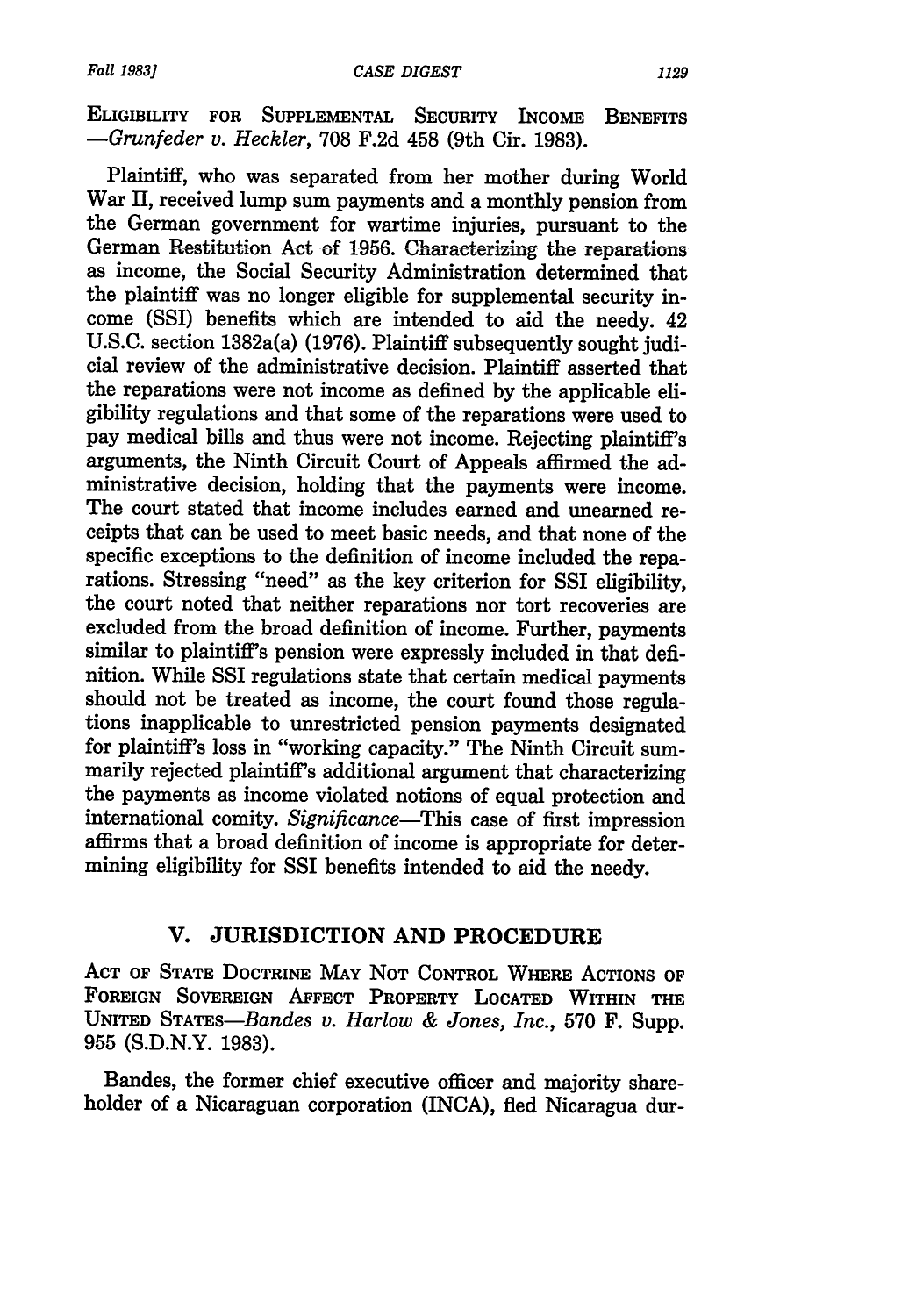ELIGIBILITY FOR SUPPLEMENTAL SECURITY INCOME BENEFITS —*Grunfeder v. Heckler*, 708 F.2d 458 (9th Cir. 1983).

Plaintiff, who was separated from her mother during World War II, received lump sum payments and a monthly pension from the German government for wartime injuries, pursuant to the German Restitution Act of 1956. Characterizing the reparations as income, the Social Security Administration determined that the plaintiff was no longer eligible for supplemental security income (SSI) benefits which are intended to aid the needy. 42 U.S.C. section 1382a(a) (1976). Plaintiff subsequently sought judicial review of the administrative decision. Plaintiff asserted that the reparations were not income as defined by the applicable eligibility regulations and that some of the reparations were used to pay medical bills and thus were not income. Rejecting plaintiff's arguments, the Ninth Circuit Court of Appeals affirmed the administrative decision, holding that the payments were income. The court stated that income includes earned and unearned receipts that can be used to meet basic needs, and that none of the specific exceptions to the definition of income included the reparations. Stressing "need" as the key criterion for SSI eligibility, the court noted that neither reparations nor tort recoveries are excluded from the broad definition of income. Further, payments similar to plaintiff's pension were expressly included in that definition. While SSI regulations state that certain medical payments should not be treated as income, the court found those regulations inapplicable to unrestricted pension payments designated for plaintiff's loss in "working capacity." The Ninth Circuit summarily rejected plaintiff's additional argument that characterizing the payments as income violated notions of equal protection and international comity. *Significance*—This case of first impression affirms that a broad definition of income is appropriate for determining eligibility for SSI benefits intended to aid the needy.

## V. JURISDICTION AND PROCEDURE

ACT OF STATE DOCTRINE MAY NOT CONTROL WHERE ACTIONS OF FOREIGN SOVEREIGN AFFECT PROPERTY LOCATED WITHIN THE UNITED STATES—*Bandes v. Harlow & Jones, Inc.*, 570 F. Supp. 955 (S.D.N.Y. 1983).

Bandes, the former chief executive officer and majority shareholder of a Nicaraguan corporation (INCA), fled Nicaragua dur-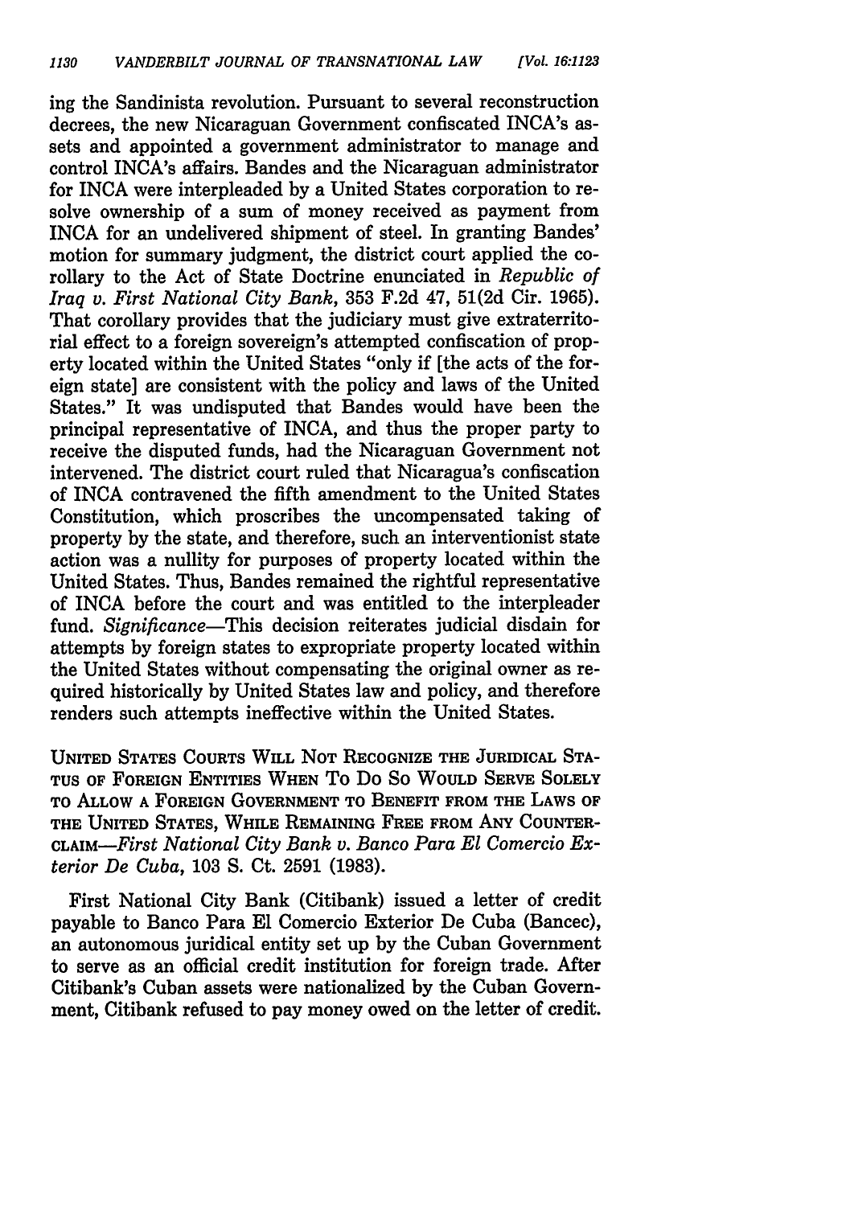ing the Sandinista revolution. Pursuant to several reconstruction decrees, the new Nicaraguan Government confiscated INCA's assets and appointed a government administrator to manage and control INCA's affairs. Bandes and the Nicaraguan administrator for INCA were interpleaded by a United States corporation to resolve ownership of a sum of money received as payment from INCA for an undelivered shipment of steel. In granting Bandes' motion for summary judgment, the district court applied the corollary to the Act of State Doctrine enunciated in *Republic of Iraq v. First National City Bank*, 353 F.2d 47, 51(2d Cir. 1965). That corollary provides that the judiciary must give extraterritorial effect to a foreign sovereign's attempted confiscation of property located within the United States "only if [the acts of the foreign state] are consistent with the policy and laws of the United States." It was undisputed that Bandes would have been the principal representative of INCA, and thus the proper party to receive the disputed funds, had the Nicaraguan Government not intervened. The district court ruled that Nicaragua's confiscation of INCA contravened the fifth amendment to the United States Constitution, which proscribes the uncompensated taking of property by the state, and therefore, such an interventionist state action was a nullity for purposes of property located within the United States. Thus, Bandes remained the rightful representative of INCA before the court and was entitled to the interpleader fund. *Significance*—This decision reiterates judicial disdain for attempts by foreign states to expropriate property located within the United States without compensating the original owner as required historically by United States law and policy, and therefore renders such attempts ineffective within the United States.

UNITED STATES COURTS WILL NOT RECOGNIZE THE JURIDICAL STATUS OF FOREIGN ENTITIES WHEN TO DO SO WOULD SERVE SOLELY TO ALLOW A FOREIGN GOVERNMENT TO BENEFIT FROM THE LAWS OF THE UNITED STATES, WHILE REMAINING FREE FROM ANY COUNTERCLAIM—*First National City Bank v. Banco Para El Comercio Exterior De Cuba*, 103 S. Ct. 2591 (1983).

First National City Bank (Citibank) issued a letter of credit payable to Banco Para El Comercio Exterior De Cuba (Bancec), an autonomous juridical entity set up by the Cuban Government to serve as an official credit institution for foreign trade. After Citibank's Cuban assets were nationalized by the Cuban Government, Citibank refused to pay money owed on the letter of credit.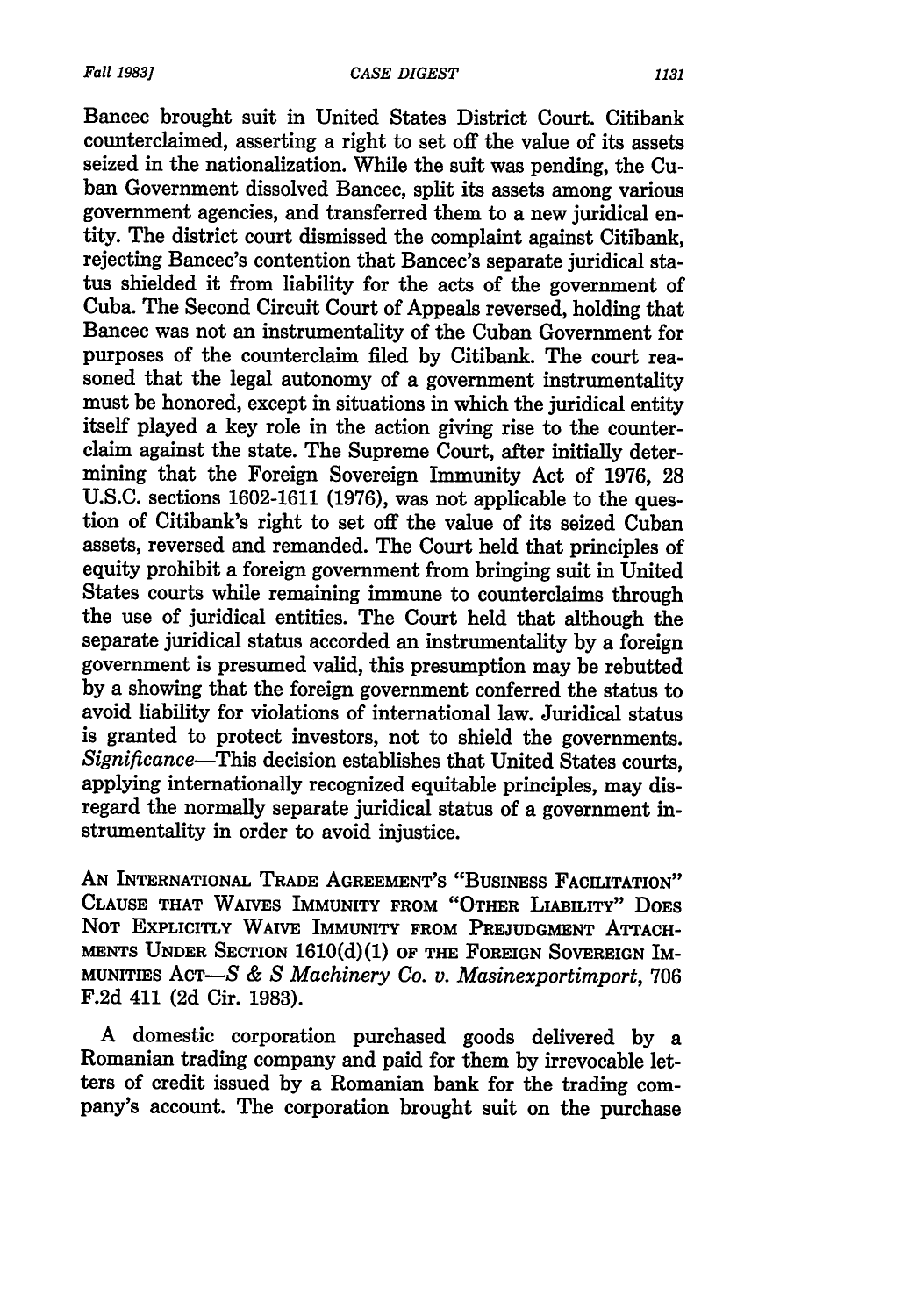Bancec brought suit in United States District Court. Citibank counterclaimed, asserting a right to set off the value of its assets seized in the nationalization. While the suit was pending, the Cuban Government dissolved Bancec, split its assets among various government agencies, and transferred them to a new juridical entity. The district court dismissed the complaint against Citibank, rejecting Bancec's contention that Bancec's separate juridical status shielded it from liability for the acts of the government of Cuba. The Second Circuit Court of Appeals reversed, holding that Bancec was not an instrumentality of the Cuban Government for purposes of the counterclaim filed by Citibank. The court reasoned that the legal autonomy of a government instrumentality must be honored, except in situations in which the juridical entity itself played a key role in the action giving rise to the counterclaim against the state. The Supreme Court, after initially determining that the Foreign Sovereign Immunity Act of 1976, 28 U.S.C. sections 1602-1611 (1976), was not applicable to the question of Citibank's right to set off the value of its seized Cuban assets, reversed and remanded. The Court held that principles of equity prohibit a foreign government from bringing suit in United States courts while remaining immune to counterclaims through the use of juridical entities. The Court held that although the separate juridical status accorded an instrumentality by a foreign government is presumed valid, this presumption may be rebutted by a showing that the foreign government conferred the status to avoid liability for violations of international law. Juridical status is granted to protect investors, not to shield the governments. *Significance*—This decision establishes that United States courts, applying internationally recognized equitable principles, may disregard the normally separate juridical status of a government instrumentality in order to avoid injustice.

AN INTERNATIONAL TRADE AGREEMENT'S "BUSINESS FACILITATION" CLAUSE THAT WAIVES IMMUNITY FROM "OTHER LIABILITY" DOES NOT EXPLICITLY WAIVE IMMUNITY FROM PREJUDGMENT ATTACHMENTS UNDER SECTION 1610(d)(1) OF THE FOREIGN SOVEREIGN IMMUNITIES ACT—*S & S Machinery Co. v. Masinexportimport*, 706 F.2d 411 (2d Cir. 1983).

A domestic corporation purchased goods delivered by a Romanian trading company and paid for them by irrevocable letters of credit issued by a Romanian bank for the trading company's account. The corporation brought suit on the purchase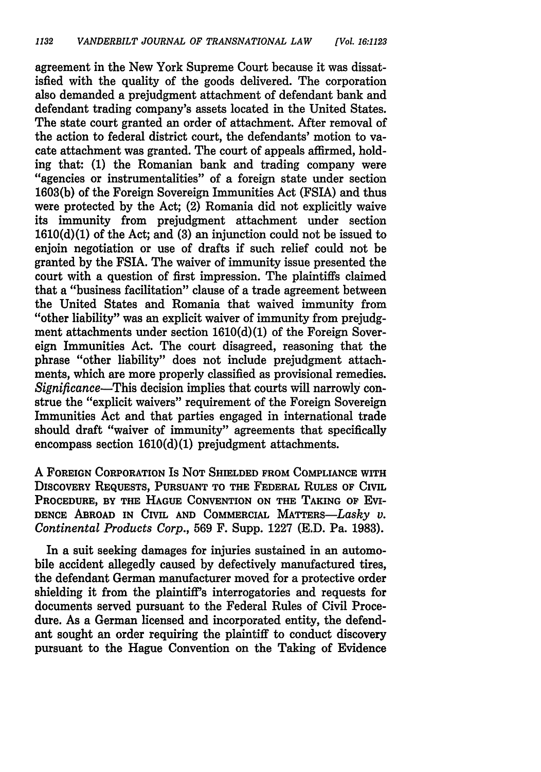agreement in the New York Supreme Court because it was dissatisfied with the quality of the goods delivered. The corporation also demanded a prejudgment attachment of defendant bank and defendant trading company's assets located in the United States. The state court granted an order of attachment. After removal of the action to federal district court, the defendants' motion to vacate attachment was granted. The court of appeals affirmed, holding that: (1) the Romanian bank and trading company were "agencies or instrumentalities" of a foreign state under section 1603(b) of the Foreign Sovereign Immunities Act (FSIA) and thus were protected by the Act; (2) Romania did not explicitly waive its immunity from prejudgment attachment under section 1610(d)(1) of the Act; and (3) an injunction could not be issued to enjoin negotiation or use of drafts if such relief could not be granted by the FSIA. The waiver of immunity issue presented the court with a question of first impression. The plaintiffs claimed that a "business facilitation" clause of a trade agreement between the United States and Romania that waived immunity from "other liability" was an explicit waiver of immunity from prejudgment attachments under section 1610(d)(1) of the Foreign Sovereign Immunities Act. The court disagreed, reasoning that the phrase "other liability" does not include prejudgment attachments, which are more properly classified as provisional remedies. *Significance*—This decision implies that courts will narrowly construe the "explicit waivers" requirement of the Foreign Sovereign Immunities Act and that parties engaged in international trade should draft "waiver of immunity" agreements that specifically encompass section 1610(d)(1) prejudgment attachments.

A FOREIGN CORPORATION IS NOT SHIELDED FROM COMPLIANCE WITH DISCOVERY REQUESTS, PURSUANT TO THE FEDERAL RULES OF CIVIL PROCEDURE, BY THE HAGUE CONVENTION ON THE TAKING OF EVIDENCE ABROAD IN CIVIL AND COMMERCIAL MATTERS—*Lasky v. Continental Products Corp.*, 569 F. Supp. 1227 (E.D. Pa. 1983).

In a suit seeking damages for injuries sustained in an automobile accident allegedly caused by defectively manufactured tires, the defendant German manufacturer moved for a protective order shielding it from the plaintiff's interrogatories and requests for documents served pursuant to the Federal Rules of Civil Procedure. As a German licensed and incorporated entity, the defendant sought an order requiring the plaintiff to conduct discovery pursuant to the Hague Convention on the Taking of Evidence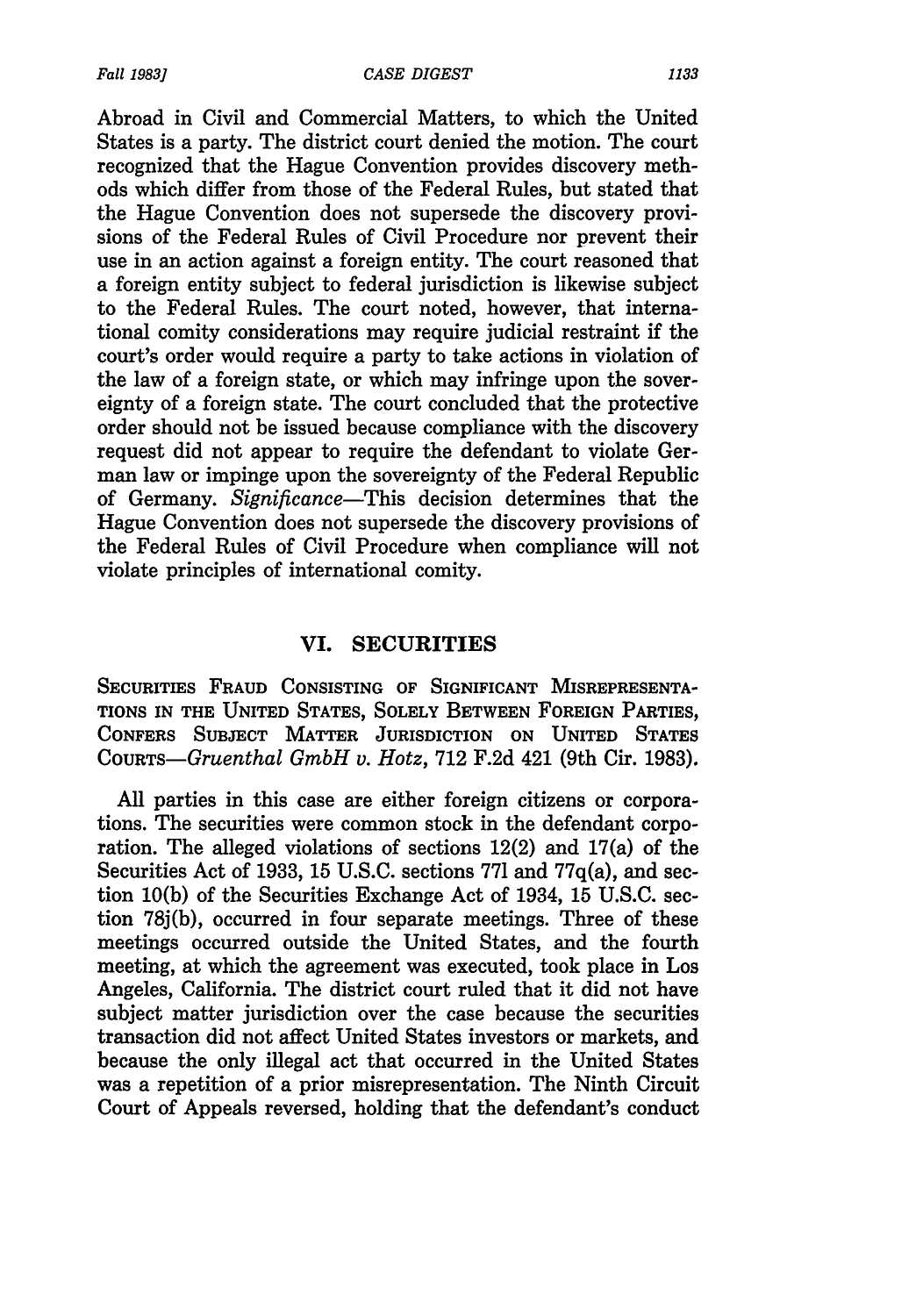Abroad in Civil and Commercial Matters, to which the United States is a party. The district court denied the motion. The court recognized that the Hague Convention provides discovery methods which differ from those of the Federal Rules, but stated that the Hague Convention does not supersede the discovery provisions of the Federal Rules of Civil Procedure nor prevent their use in an action against a foreign entity. The court reasoned that a foreign entity subject to federal jurisdiction is likewise subject to the Federal Rules. The court noted, however, that international comity considerations may require judicial restraint if the court's order would require a party to take actions in violation of the law of a foreign state, or which may infringe upon the sovereignty of a foreign state. The court concluded that the protective order should not be issued because compliance with the discovery request did not appear to require the defendant to violate German law or impinge upon the sovereignty of the Federal Republic of Germany. *Significance*—This decision determines that the Hague Convention does not supersede the discovery provisions of the Federal Rules of Civil Procedure when compliance will not violate principles of international comity.

## VI. SECURITIES

SECURITIES FRAUD CONSISTING OF SIGNIFICANT MISREPRESENTATIONS IN THE UNITED STATES, SOLELY BETWEEN FOREIGN PARTIES, CONFERS SUBJECT MATTER JURISDICTION ON UNITED STATES COURTS—*Gruenthal GmbH v. Hotz*, 712 F.2d 421 (9th Cir. 1983).

All parties in this case are either foreign citizens or corporations. The securities were common stock in the defendant corporation. The alleged violations of sections 12(2) and 17(a) of the Securities Act of 1933, 15 U.S.C. sections 77l and 77q(a), and section 10(b) of the Securities Exchange Act of 1934, 15 U.S.C. section 78j(b), occurred in four separate meetings. Three of these meetings occurred outside the United States, and the fourth meeting, at which the agreement was executed, took place in Los Angeles, California. The district court ruled that it did not have subject matter jurisdiction over the case because the securities transaction did not affect United States investors or markets, and because the only illegal act that occurred in the United States was a repetition of a prior misrepresentation. The Ninth Circuit Court of Appeals reversed, holding that the defendant's conduct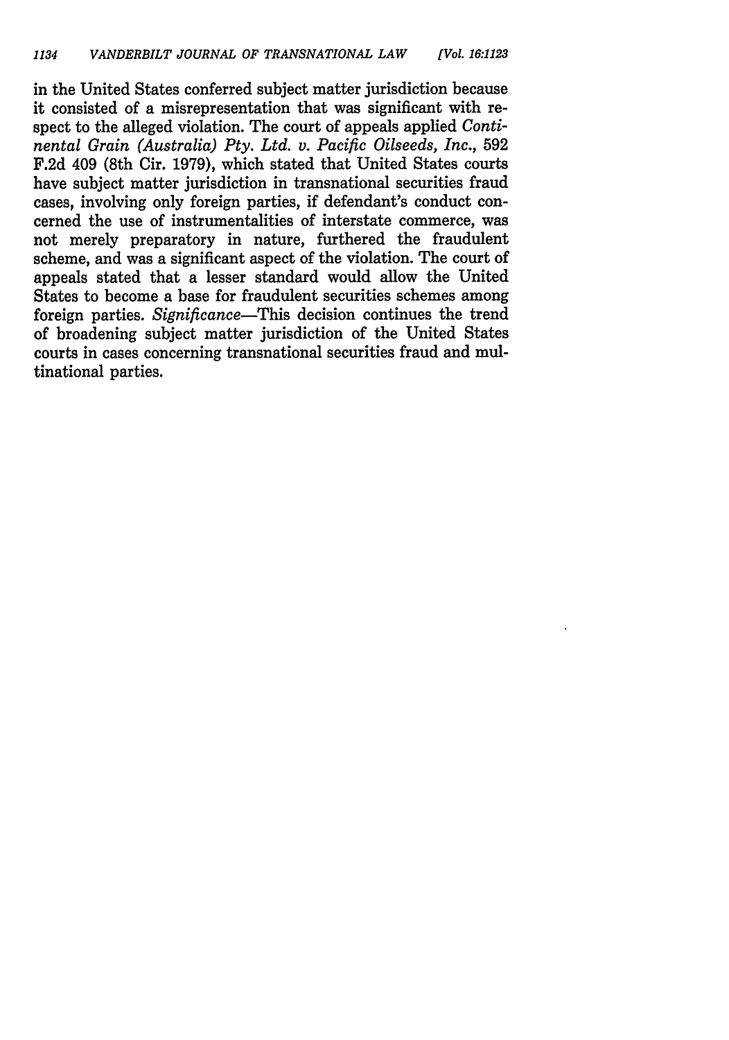in the United States conferred subject matter jurisdiction because it consisted of a misrepresentation that was significant with respect to the alleged violation. The court of appeals applied *Continental Grain (Australia) Pty. Ltd. v. Pacific Oilseeds, Inc.*, 592 F.2d 409 (8th Cir. 1979), which stated that United States courts have subject matter jurisdiction in transnational securities fraud cases, involving only foreign parties, if defendant's conduct concerned the use of instrumentalities of interstate commerce, was not merely preparatory in nature, furthered the fraudulent scheme, and was a significant aspect of the violation. The court of appeals stated that a lesser standard would allow the United States to become a base for fraudulent securities schemes among foreign parties. *Significance*—This decision continues the trend of broadening subject matter jurisdiction of the United States courts in cases concerning transnational securities fraud and multinational parties.